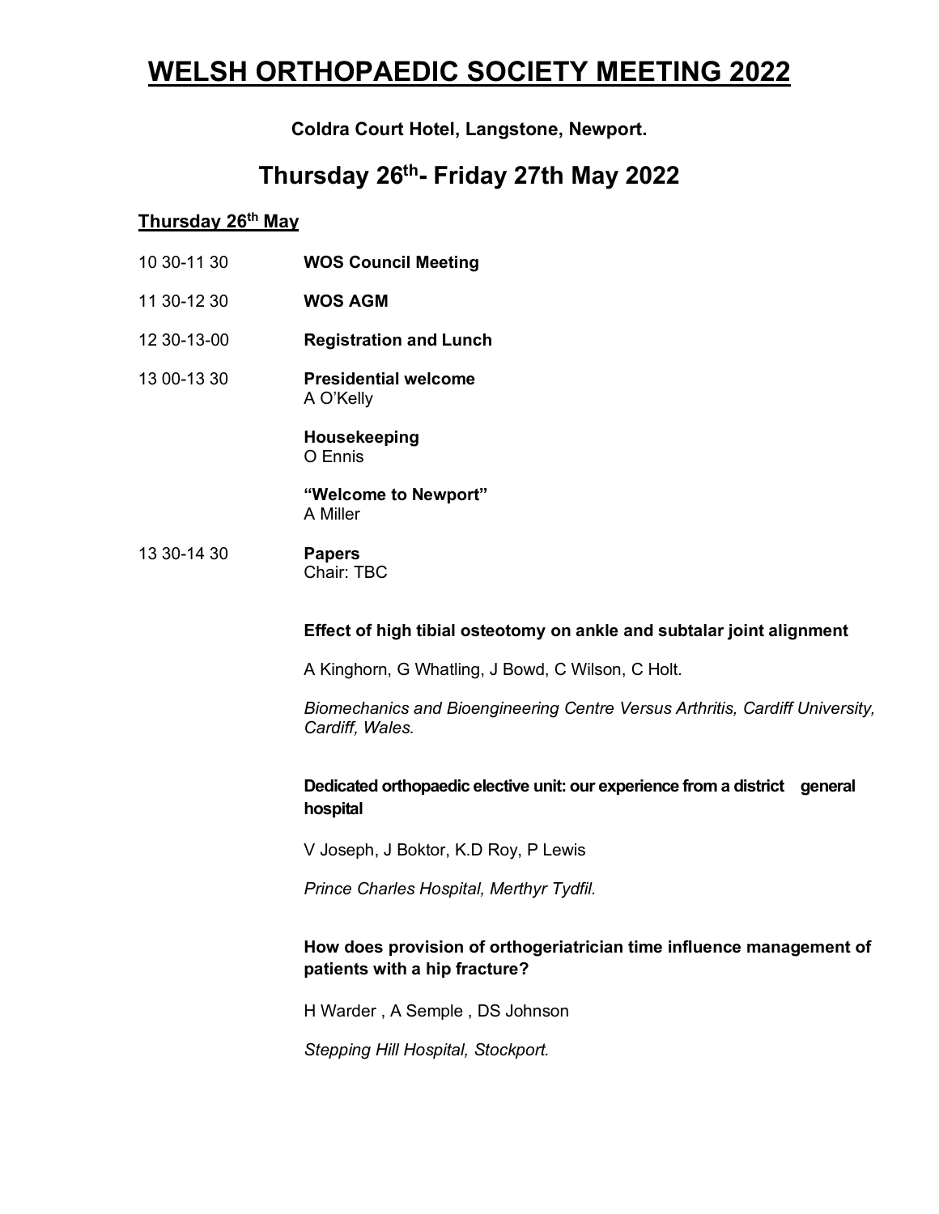# WELSH ORTHOPAEDIC SOCIETY MEETING 2022

**Coldra Court Hotel, Langstone, Newport.**

## Thursday 26th- Friday 27th May 2022

### Thursday 26th May

10 30-11 30 **WOS Council Meeting**

11 30-12 30 **WOS AGM**

12 30-13-00 **Registration and Lunch**

13 00-13 30 **Presidential welcome**
A O'Kelly

**Housekeeping**
O Ennis

**"Welcome to Newport"**
A Miller

13 30-14 30 **Papers**
Chair: TBC

**Effect of high tibial osteotomy on ankle and subtalar joint alignment**

A Kinghorn, G Whatling, J Bowd, C Wilson, C Holt.

*Biomechanics and Bioengineering Centre Versus Arthritis, Cardiff University, Cardiff, Wales.*

**Dedicated orthopaedic elective unit: our experience from a district general hospital**

V Joseph, J Boktor, K.D Roy, P Lewis

*Prince Charles Hospital, Merthyr Tydfil.*

**How does provision of orthogeriatrician time influence management of patients with a hip fracture?**

H Warder , A Semple , DS Johnson

*Stepping Hill Hospital, Stockport.*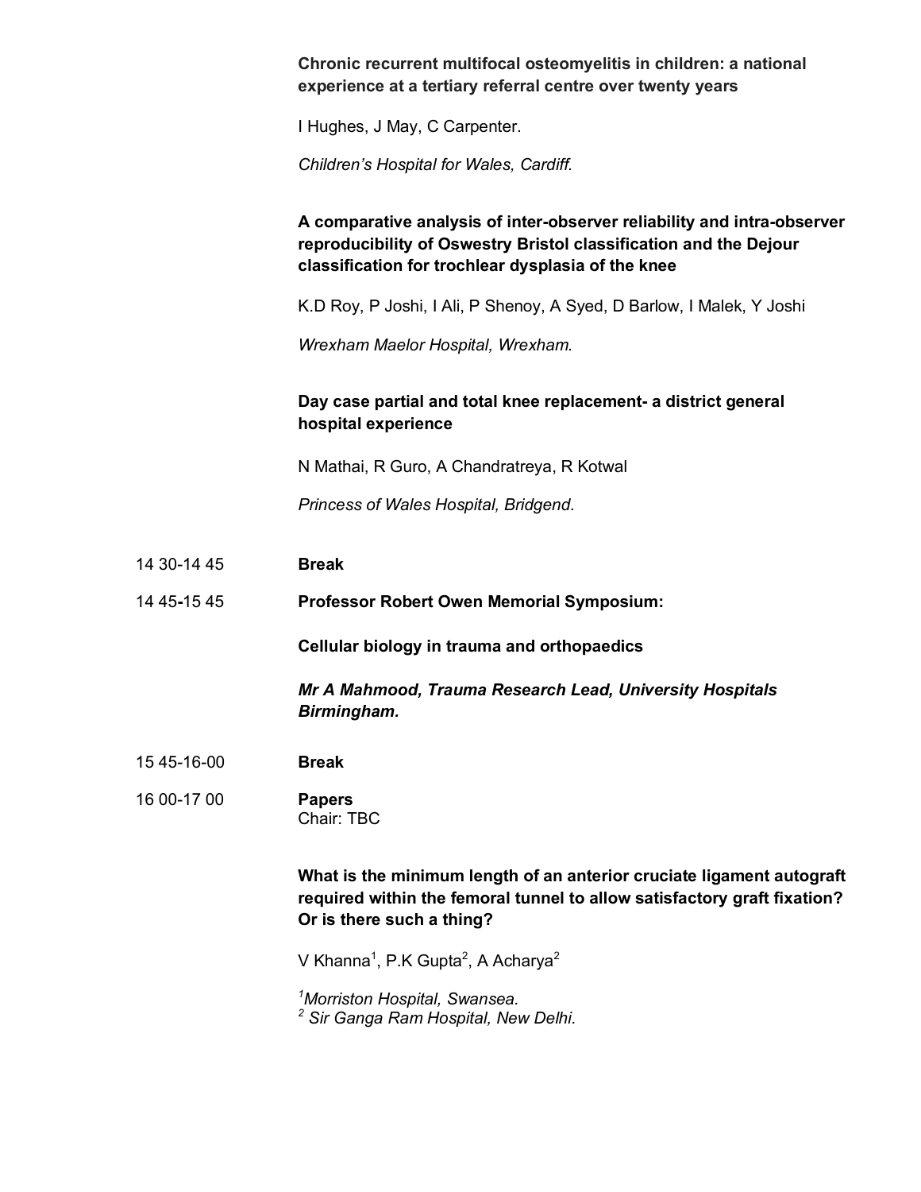**Chronic recurrent multifocal osteomyelitis in children: a national experience at a tertiary referral centre over twenty years**

I Hughes, J May, C Carpenter.

*Children's Hospital for Wales, Cardiff.*

**A comparative analysis of inter-observer reliability and intra-observer reproducibility of Oswestry Bristol classification and the Dejour classification for trochlear dysplasia of the knee**

K.D Roy, P Joshi, I Ali, P Shenoy, A Syed, D Barlow, I Malek, Y Joshi

*Wrexham Maelor Hospital, Wrexham.*

**Day case partial and total knee replacement- a district general hospital experience**

N Mathai, R Guro, A Chandratreya, R Kotwal

*Princess of Wales Hospital, Bridgend.*

14 30-14 45 **Break**

14 45-15 45 **Professor Robert Owen Memorial Symposium:**

**Cellular biology in trauma and orthopaedics**

***Mr A Mahmood, Trauma Research Lead, University Hospitals Birmingham.***

15 45-16-00 **Break**

16 00-17 00 **Papers**
Chair: TBC

**What is the minimum length of an anterior cruciate ligament autograft required within the femoral tunnel to allow satisfactory graft fixation? Or is there such a thing?**

V Khanna[1], P.K Gupta[2], A Acharya[2]

[1]*Morriston Hospital, Swansea.*
[2] *Sir Ganga Ram Hospital, New Delhi.*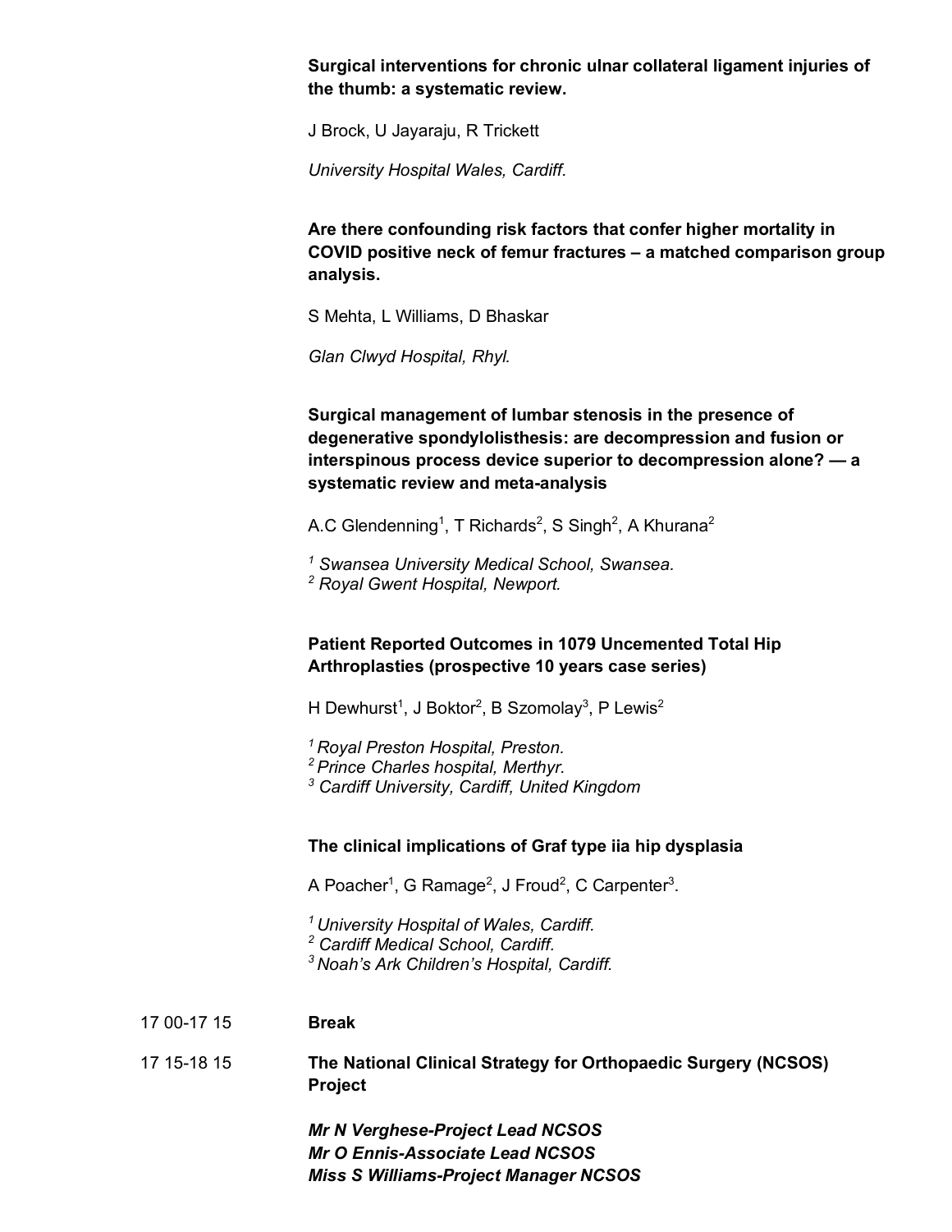**Surgical interventions for chronic ulnar collateral ligament injuries of the thumb: a systematic review.**

J Brock, U Jayaraju, R Trickett

*University Hospital Wales, Cardiff.*

**Are there confounding risk factors that confer higher mortality in COVID positive neck of femur fractures – a matched comparison group analysis.**

S Mehta, L Williams, D Bhaskar

*Glan Clwyd Hospital, Rhyl.*

**Surgical management of lumbar stenosis in the presence of degenerative spondylolisthesis: are decompression and fusion or interspinous process device superior to decompression alone? — a systematic review and meta-analysis**

A.C Glendenning[1], T Richards[2], S Singh[2], A Khurana[2]

*[1] Swansea University Medical School, Swansea.*
*[2] Royal Gwent Hospital, Newport.*

**Patient Reported Outcomes in 1079 Uncemented Total Hip Arthroplasties (prospective 10 years case series)**

H Dewhurst[1], J Boktor[2], B Szomolay[3], P Lewis[2]

*[1] Royal Preston Hospital, Preston.*
*[2] Prince Charles hospital, Merthyr.*
*[3] Cardiff University, Cardiff, United Kingdom*

**The clinical implications of Graf type iia hip dysplasia**

A Poacher[1], G Ramage[2], J Froud[2], C Carpenter[3].

*[1] University Hospital of Wales, Cardiff.*
*[2] Cardiff Medical School, Cardiff.*
*[3] Noah's Ark Children's Hospital, Cardiff.*

17 00-17 15 **Break**

17 15-18 15 **The National Clinical Strategy for Orthopaedic Surgery (NCSOS) Project**

***Mr N Verghese-Project Lead NCSOS***
***Mr O Ennis-Associate Lead NCSOS***
***Miss S Williams-Project Manager NCSOS***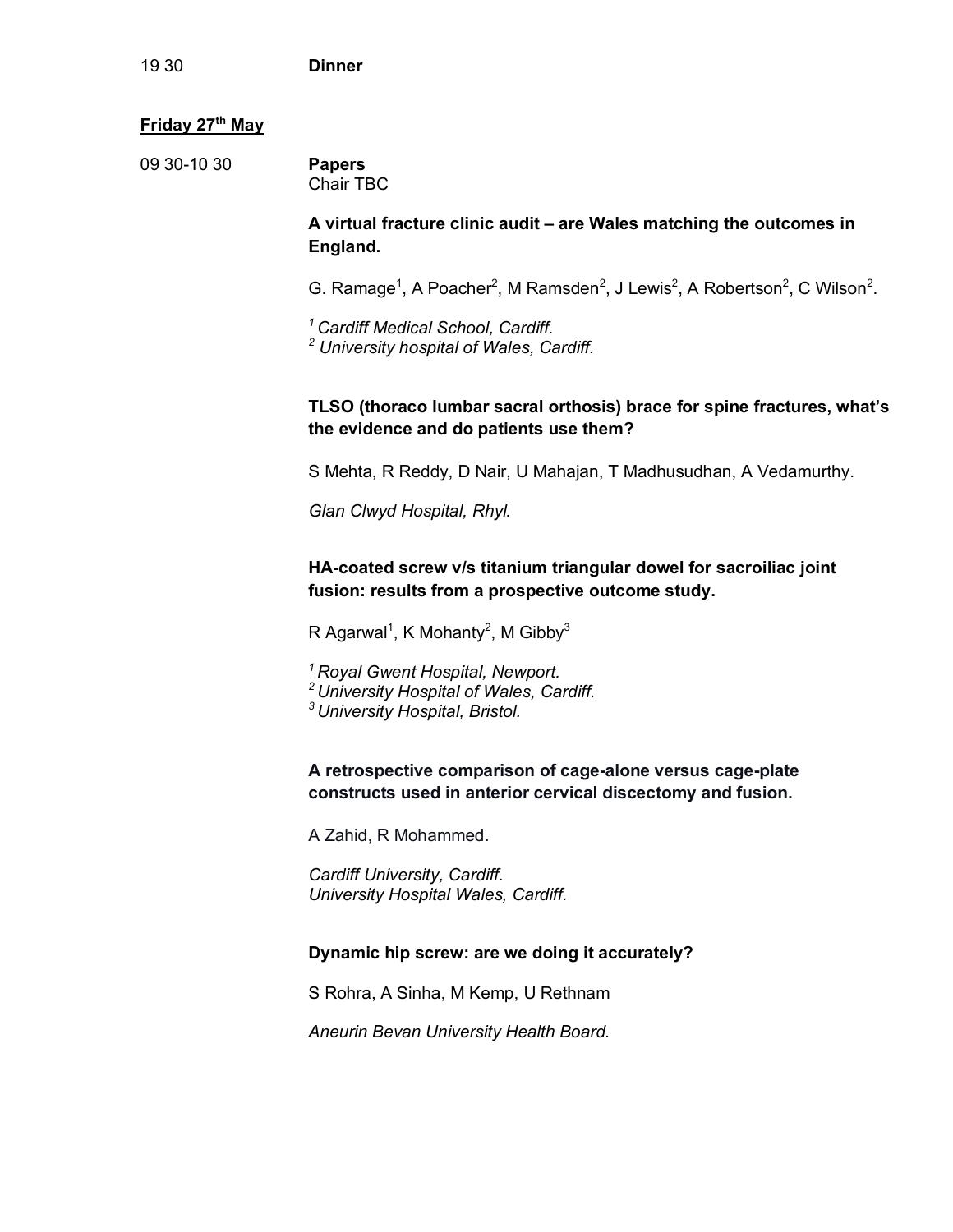19 30 **Dinner**

**Friday 27th May**

09 30-10 30 **Papers**
Chair TBC

**A virtual fracture clinic audit – are Wales matching the outcomes in England.**

G. Ramage[1], A Poacher[2], M Ramsden[2], J Lewis[2], A Robertson[2], C Wilson[2].

*[1] Cardiff Medical School, Cardiff.*
*[2] University hospital of Wales, Cardiff.*

**TLSO (thoraco lumbar sacral orthosis) brace for spine fractures, what's the evidence and do patients use them?**

S Mehta, R Reddy, D Nair, U Mahajan, T Madhusudhan, A Vedamurthy.

*Glan Clwyd Hospital, Rhyl.*

**HA-coated screw v/s titanium triangular dowel for sacroiliac joint fusion: results from a prospective outcome study.**

R Agarwal[1], K Mohanty[2], M Gibby[3]

*[1] Royal Gwent Hospital, Newport.*
*[2] University Hospital of Wales, Cardiff.*
*[3] University Hospital, Bristol.*

**A retrospective comparison of cage-alone versus cage-plate constructs used in anterior cervical discectomy and fusion.**

A Zahid, R Mohammed.

*Cardiff University, Cardiff.*
*University Hospital Wales, Cardiff.*

**Dynamic hip screw: are we doing it accurately?**

S Rohra, A Sinha, M Kemp, U Rethnam

*Aneurin Bevan University Health Board.*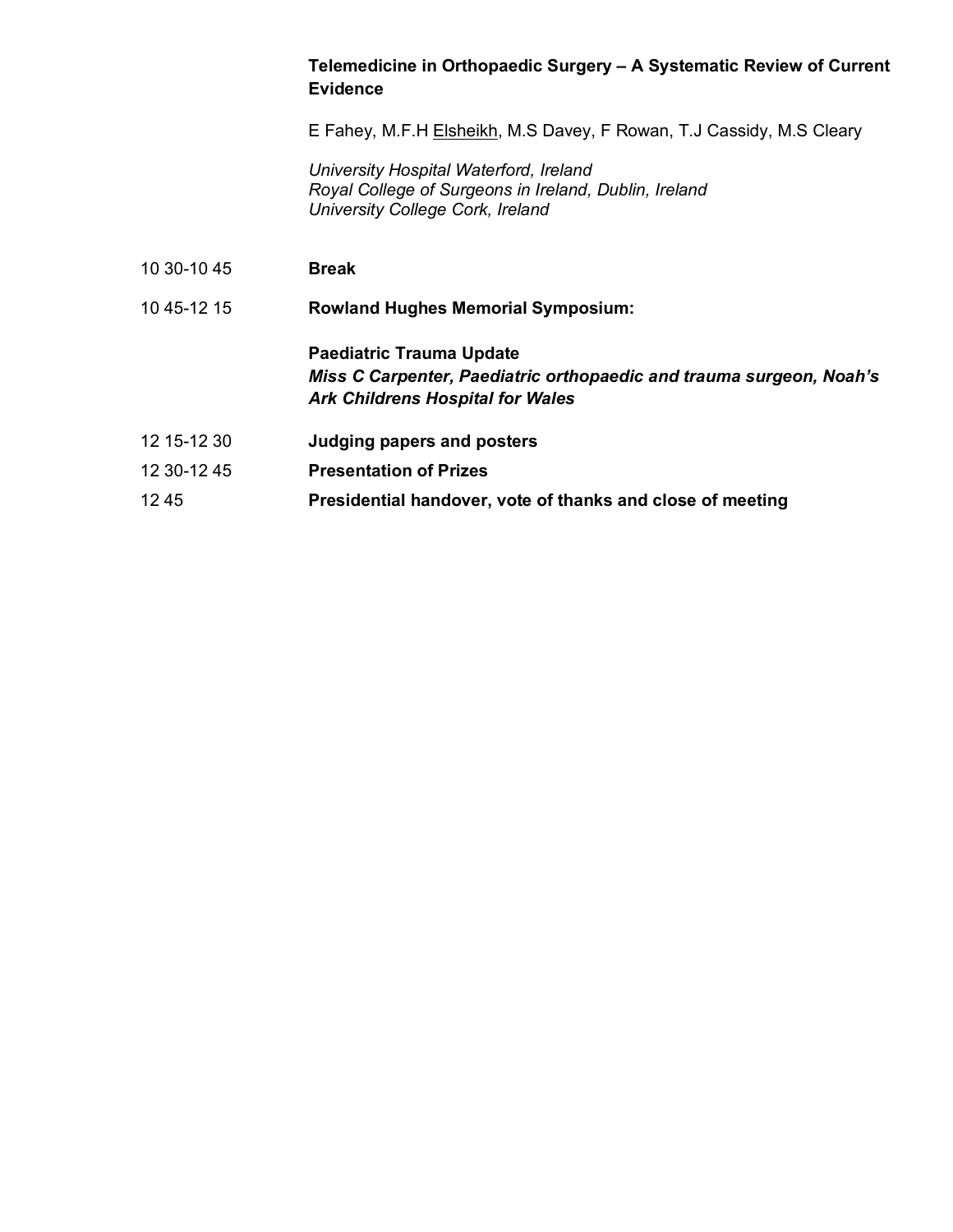**Telemedicine in Orthopaedic Surgery – A Systematic Review of Current Evidence**

E Fahey, M.F.H Elsheikh, M.S Davey, F Rowan, T.J Cassidy, M.S Cleary

*University Hospital Waterford, Ireland*
*Royal College of Surgeons in Ireland, Dublin, Ireland*
*University College Cork, Ireland*

| | |
|---|---|
| 10 30-10 45 | **Break** |
| 10 45-12 15 | **Rowland Hughes Memorial Symposium:** |
| | **Paediatric Trauma Update** *Miss C Carpenter, Paediatric orthopaedic and trauma surgeon, Noah's Ark Childrens Hospital for Wales* |
| 12 15-12 30 | **Judging papers and posters** |
| 12 30-12 45 | **Presentation of Prizes** |
| 12 45 | **Presidential handover, vote of thanks and close of meeting** |